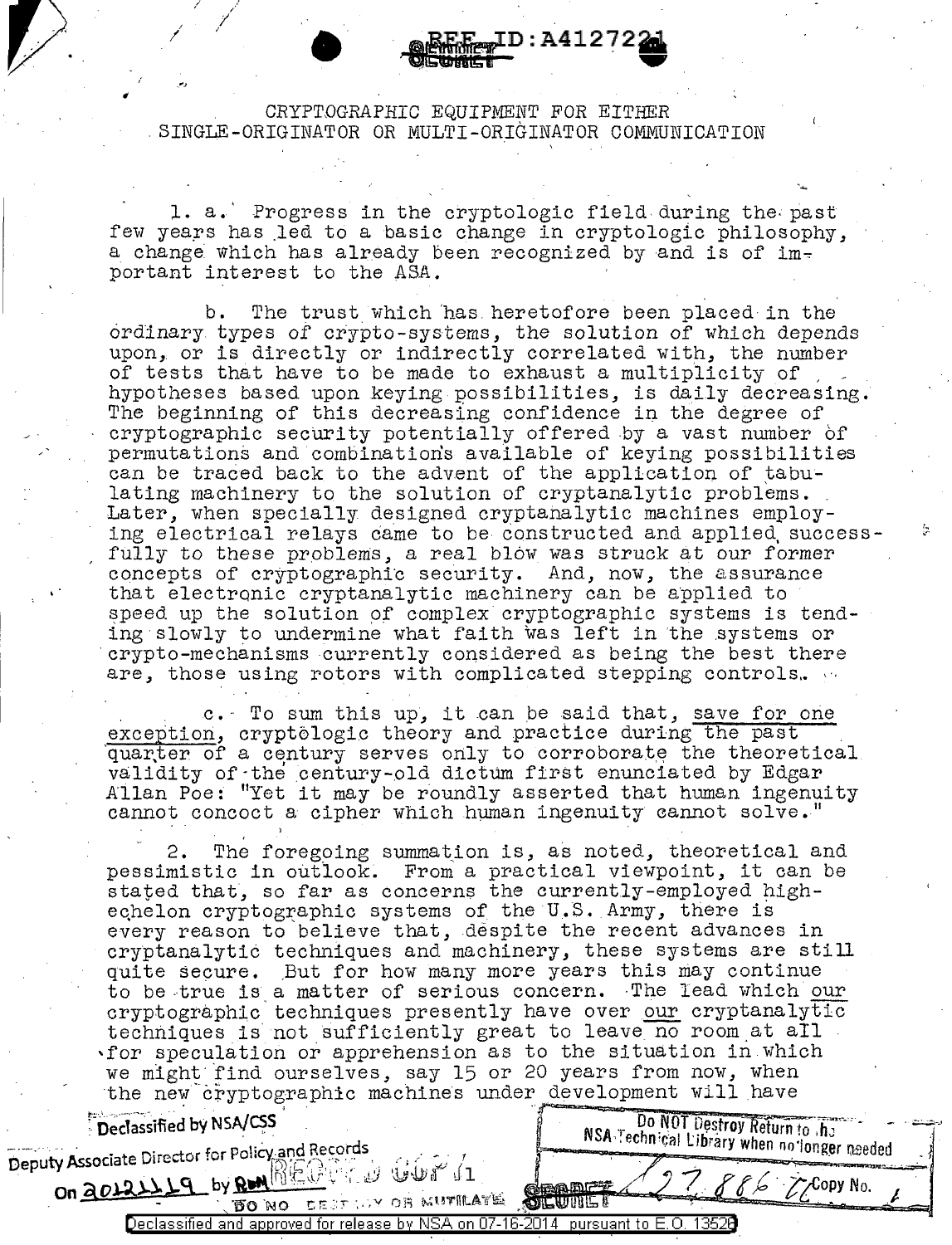# CRYPTOGRAPHIC EQUIPMENT FOR EITHER SINGLE-ORIGINATOR OR MULTI-ORIGINATOR COMMUNICATION

1. a. Progress in the cryptologic field during the past few years has led to a basic change in cryptologic philosophy, a change which has already been recognized by and is of important interest to the ASA.

b. The trust which has heretofore been placed in the ordinary types of crypto-systems, the solution of which depends upon, or is directly or indirectly correlated with, the number of tests that have to be made to exhaust a multiplicity of hypotheses based upon keying possibilities, is daily decreasing. The beginning of this decreasing confidence in the degree of cryptographic security potentially offered by a vast number of permutations and combinations available of keying possibilities can be traced back to the advent of the application of tabulating machinery to the solution of cryptanalytic problems. Later, when specially designed cryptanalytic machines employing electrical relays came to be constructed and applied successfully to these problems, a real blow was struck at our former concepts of cryptographic security. And, now, the assurance that electronic cryptanalytic machinery can be applied to speed up the solution of complex cryptographic systems is tending slowly to undermine what faith was left in the systems or crypto-mechanisms currently considered as being the best there are, those using rotors with complicated stepping controls.

c. To sum this up, it can be said that, <u>save for one exception</u>, cryptologic theory and practice during the past quarter of a century serves only to corroborate the theoretical validity of the century-old dictum first enunciated by Edgar Allan Poe: "Yet it may be roundly asserted that human ingenuity cannot concoct a cipher which human ingenuity cannot solve."

2. The foregoing summation is, as noted, theoretical and pessimistic in outlook. From a practical viewpoint, it can be stated that, so far as concerns the currently-employed high-echelon cryptographic systems of the U.S. Army, there is every reason to believe that, despite the recent advances in cryptanalytic techniques and machinery, these systems are still quite secure. But for how many more years this may continue to be true is a matter of serious concern. The lead which <u>our</u> cryptographic techniques presently have over <u>our</u> cryptanalytic techniques is not sufficiently great to leave no room at all for speculation or apprehension as to the situation in which we might find ourselves, say 15 or 20 years from now, when the new cryptographic machines under development will have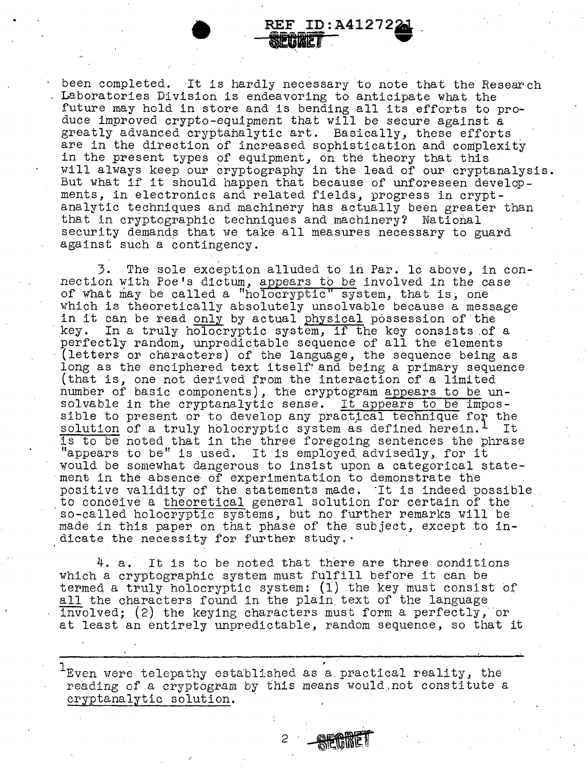been completed. It is hardly necessary to note that the Research Laboratories Division is endeavoring to anticipate what the future may hold in store and is bending all its efforts to produce improved crypto-equipment that will be secure against a greatly advanced cryptanalytic art. Basically, these efforts are in the direction of increased sophistication and complexity in the present types of equipment, on the theory that this will always keep our cryptography in the lead of our cryptanalysis. But what if it should happen that because of unforeseen developments, in electronics and related fields, progress in cryptanalytic techniques and machinery has actually been greater than that in cryptographic techniques and machinery? National security demands that we take all measures necessary to guard against such a contingency.

3. The sole exception alluded to in Par. 1c above, in connection with Poe's dictum, <u>appears to be</u> involved in the case of what may be called a "<u>holocryptic</u>" system, that is, one which is theoretically absolutely unsolvable because a message in it can be read <u>only</u> by actual <u>physical</u> possession of the key. In a truly holocryptic system, if the key consists of a perfectly random, unpredictable sequence of all the elements (letters or characters) of the language, the sequence being as long as the enciphered text itself and being a primary sequence (that is, one not derived from the interaction of a limited number of basic components), the cryptogram <u>appears to be</u> unsolvable in the cryptanalytic sense. <u>It appears to be</u> impossible to present or to develop any <u>practical technique</u> for the <u>solution</u> of a truly holocryptic system as defined herein.[1] It is to be noted that in the three foregoing sentences the phrase "appears to be" is used. It is employed advisedly, for it would be somewhat dangerous to insist upon a categorical statement in the absence of experimentation to demonstrate the positive validity of the statements made. It is indeed possible to conceive a <u>theoretical</u> general solution for certain of the so-called holocryptic systems, but no further remarks will be made in this paper on that phase of the subject, except to indicate the necessity for further study.

4. a. It is to be noted that there are three conditions which a cryptographic system must fulfill before it can be termed a truly holocryptic system: (1) the key must consist of <u>all</u> the characters found in the plain text of the language involved; (2) the keying characters must form a perfectly, or at least an entirely unpredictable, random sequence, so that it

---

[1] Even were telepathy established as a practical reality, the reading of a cryptogram by this means would not constitute a <u>cryptanalytic solution</u>.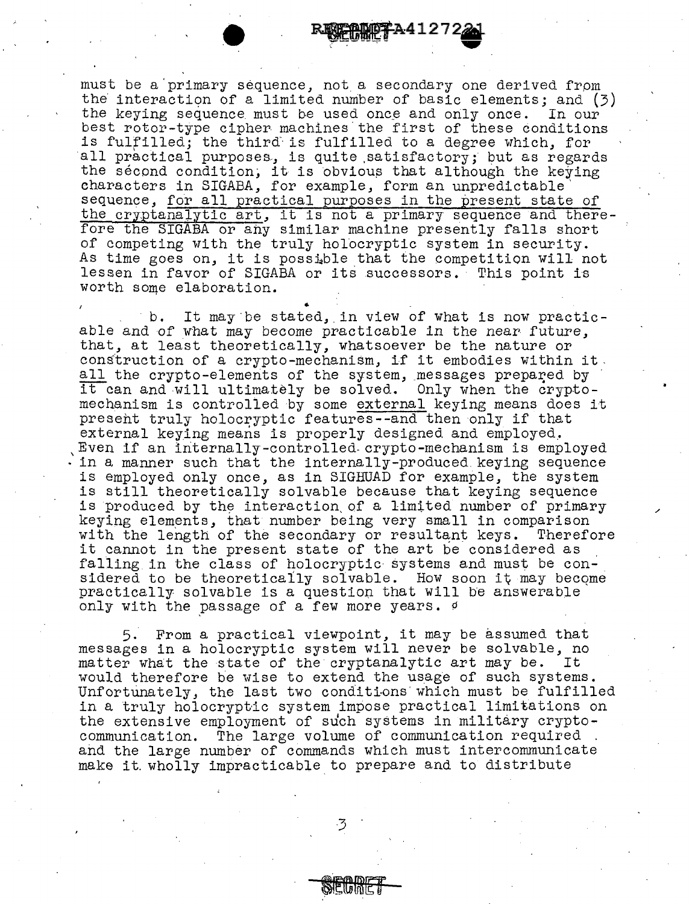must be a primary sequence, not a secondary one derived from the interaction of a limited number of basic elements; and (3) the keying sequence must be used once and only once. In our best rotor-type cipher machines the first of these conditions is fulfilled; the third is fulfilled to a degree which, for all practical purposes, is quite satisfactory; but as regards the second condition, it is obvious that although the keying characters in SIGABA, for example, form an unpredictable sequence, <u>for all practical purposes in the present state of the cryptanalytic art</u>, it is not a primary sequence and therefore the SIGABA or any similar machine presently falls short of competing with the truly holocryptic system in security. As time goes on, it is possible that the competition will not lessen in favor of SIGABA or its successors. This point is worth some elaboration.

b. It may be stated, in view of what is now practicable and of what may become practicable in the near future, that, at least theoretically, whatsoever be the nature or construction of a crypto-mechanism, if it embodies within it <u>all</u> the crypto-elements of the system, messages prepared by it can and will ultimately be solved. Only when the crypto-mechanism is controlled by some <u>external</u> keying means does it present truly holocryptic features--and then only if that external keying means is properly designed and employed. Even if an internally-controlled crypto-mechanism is employed in a manner such that the internally-produced keying sequence is employed only once, as in SIGHUAD for example, the system is still theoretically solvable because that keying sequence is produced by the interaction of a limited number of primary keying elements, that number being very small in comparison with the length of the secondary or resultant keys. Therefore it cannot in the present state of the art be considered as falling in the class of holocryptic systems and must be considered to be theoretically solvable. How soon it may become practically solvable is a question that will be answerable only with the passage of a few more years.

5. From a practical viewpoint, it may be assumed that messages in a holocryptic system will never be solvable, no matter what the state of the cryptanalytic art may be. It would therefore be wise to extend the usage of such systems. Unfortunately, the last two conditions which must be fulfilled in a truly holocryptic system impose practical limitations on the extensive employment of such systems in military cryptocommunication. The large volume of communication required and the large number of commands which must intercommunicate make it wholly impracticable to prepare and to distribute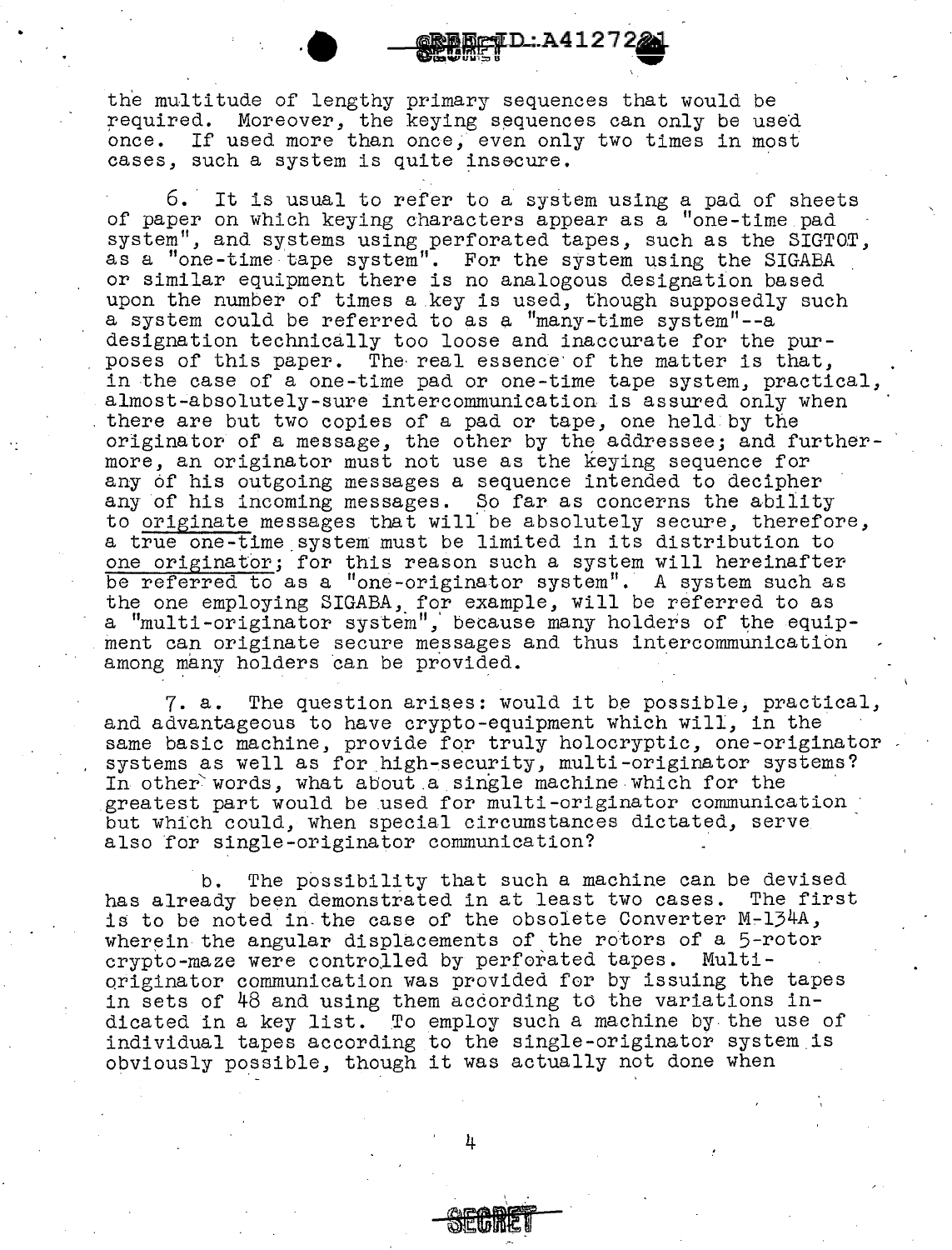the multitude of lengthy primary sequences that would be required. Moreover, the keying sequences can only be used once. If used more than once, even only two times in most cases, such a system is quite insecure.

6. It is usual to refer to a system using a pad of sheets of paper on which keying characters appear as a "one-time pad system", and systems using perforated tapes, such as the SIGTOT, as a "one-time tape system". For the system using the SIGABA or similar equipment there is no analogous designation based upon the number of times a key is used, though supposedly such a system could be referred to as a "many-time system"--a designation technically too loose and inaccurate for the purposes of this paper. The real essence of the matter is that, in the case of a one-time pad or one-time tape system, practical, almost-absolutely-sure intercommunication is assured only when there are but two copies of a pad or tape, one held by the originator of a message, the other by the addressee; and furthermore, an originator must not use as the keying sequence for any of his outgoing messages a sequence intended to decipher any of his incoming messages. So far as concerns the ability to <u>originate</u> messages that will be absolutely secure, therefore, a <u>true one-time</u> system must be limited in its distribution to <u>one originator</u>; for this reason such a system will hereinafter <u>be referred to</u> as a "one-originator system". A system such as the one employing SIGABA, for example, will be referred to as a "multi-originator system", because many holders of the equipment can originate secure messages and thus intercommunication among many holders can be provided.

7. a. The question arises: would it be possible, practical, and advantageous to have crypto-equipment which will, in the same basic machine, provide for truly holocryptic, one-originator systems as well as for high-security, multi-originator systems? In other words, what about a single machine which for the greatest part would be used for multi-originator communication but which could, when special circumstances dictated, serve also for single-originator communication?

b. The possibility that such a machine can be devised has already been demonstrated in at least two cases. The first is to be noted in the case of the obsolete Converter M-134A, wherein the angular displacements of the rotors of a 5-rotor crypto-maze were controlled by perforated tapes. Multi-originator communication was provided for by issuing the tapes in sets of 48 and using them according to the variations indicated in a key list. To employ such a machine by the use of individual tapes according to the single-originator system is obviously possible, though it was actually not done when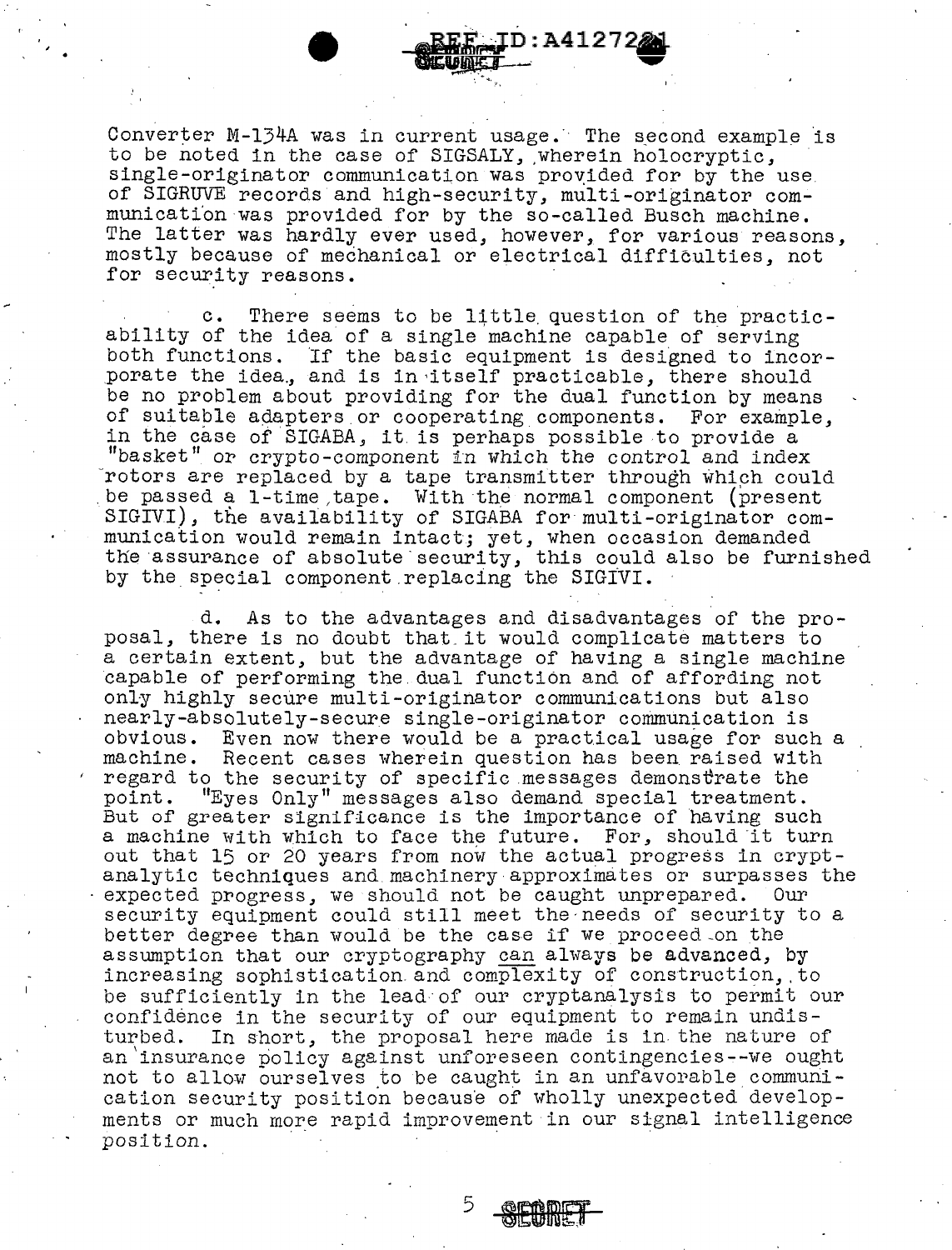Converter M-134A was in current usage. The second example is to be noted in the case of SIGSALY, wherein holocryptic, single-originator communication was provided for by the use of SIGRUVE records and high-security, multi-originator communication was provided for by the so-called Busch machine. The latter was hardly ever used, however, for various reasons, mostly because of mechanical or electrical difficulties, not for security reasons.

c. There seems to be little question of the practicability of the idea of a single machine capable of serving both functions. If the basic equipment is designed to incorporate the idea, and is in itself practicable, there should be no problem about providing for the dual function by means of suitable adapters or cooperating components. For example, in the case of SIGABA, it is perhaps possible to provide a "basket" or crypto-component in which the control and index rotors are replaced by a tape transmitter through which could be passed a 1-time tape. With the normal component (present SIGIVI), the availability of SIGABA for multi-originator communication would remain intact; yet, when occasion demanded the assurance of absolute security, this could also be furnished by the special component replacing the SIGIVI.

d. As to the advantages and disadvantages of the proposal, there is no doubt that it would complicate matters to a certain extent, but the advantage of having a single machine capable of performing the dual function and of affording not only highly secure multi-originator communications but also nearly-absolutely-secure single-originator communication is obvious. Even now there would be a practical usage for such a machine. Recent cases wherein question has been raised with regard to the security of specific messages demonstrate the point. "Eyes Only" messages also demand special treatment. But of greater significance is the importance of having such a machine with which to face the future. For, should it turn out that 15 or 20 years from now the actual progress in cryptanalytic techniques and machinery approximates or surpasses the expected progress, we should not be caught unprepared. Our security equipment could still meet the needs of security to a better degree than would be the case if we proceed on the assumption that our cryptography can always be advanced, by increasing sophistication and complexity of construction, to be sufficiently in the lead of our cryptanalysis to permit our confidence in the security of our equipment to remain undisturbed. In short, the proposal here made is in the nature of an insurance policy against unforeseen contingencies--we ought not to allow ourselves to be caught in an unfavorable communication security position because of wholly unexpected developments or much more rapid improvement in our signal intelligence position.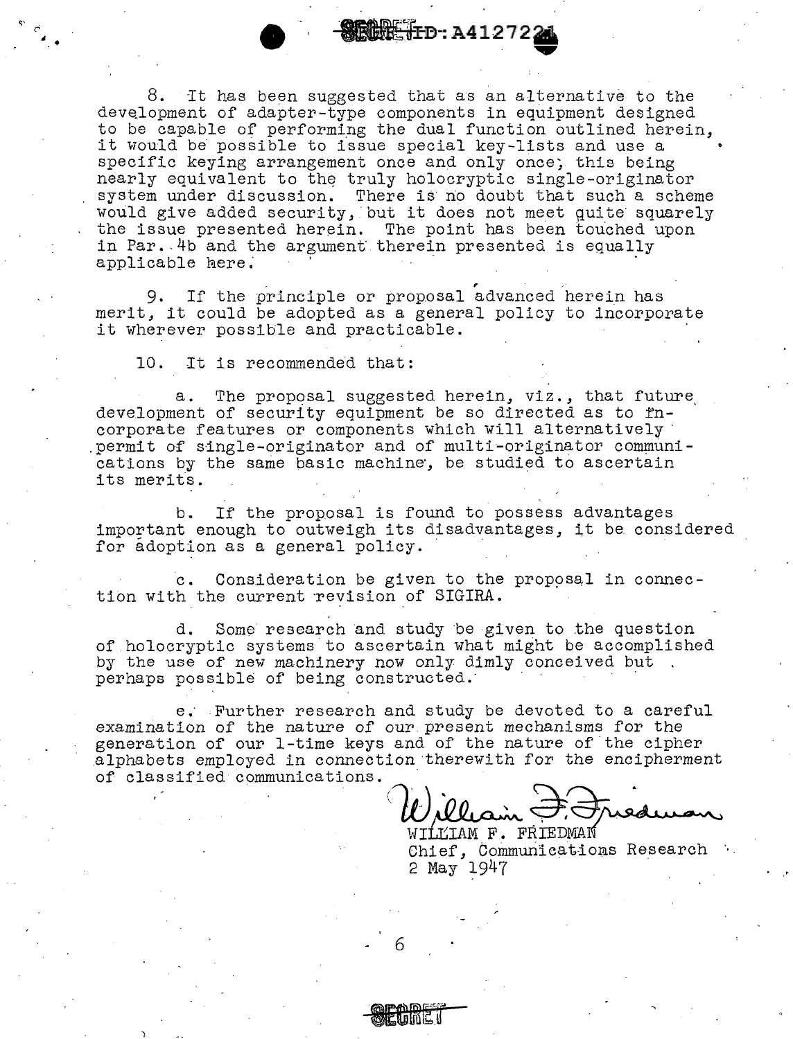8. It has been suggested that as an alternative to the development of adapter-type components in equipment designed to be capable of performing the dual function outlined herein, it would be possible to issue special key-lists and use a specific keying arrangement once and only once, this being nearly equivalent to the truly holocryptic single-originator system under discussion. There is no doubt that such a scheme would give added security, but it does not meet quite squarely the issue presented herein. The point has been touched upon in Par. 4b and the argument therein presented is equally applicable here.

9. If the principle or proposal advanced herein has merit, it could be adopted as a general policy to incorporate it wherever possible and practicable.

10. It is recommended that:

a. The proposal suggested herein, viz., that future development of security equipment be so directed as to incorporate features or components which will alternatively permit of single-originator and of multi-originator communications by the same basic machine, be studied to ascertain its merits.

b. If the proposal is found to possess advantages important enough to outweigh its disadvantages, it be considered for adoption as a general policy.

c. Consideration be given to the proposal in connection with the current revision of SIGIRA.

d. Some research and study be given to the question of holocryptic systems to ascertain what might be accomplished by the use of new machinery now only dimly conceived but perhaps possible of being constructed.

e. Further research and study be devoted to a careful examination of the nature of our present mechanisms for the generation of our 1-time keys and of the nature of the cipher alphabets employed in connection therewith for the encipherment of classified communications.

William F. Friedman

WILLIAM F. FRIEDMAN
Chief, Communications Research
2 May 1947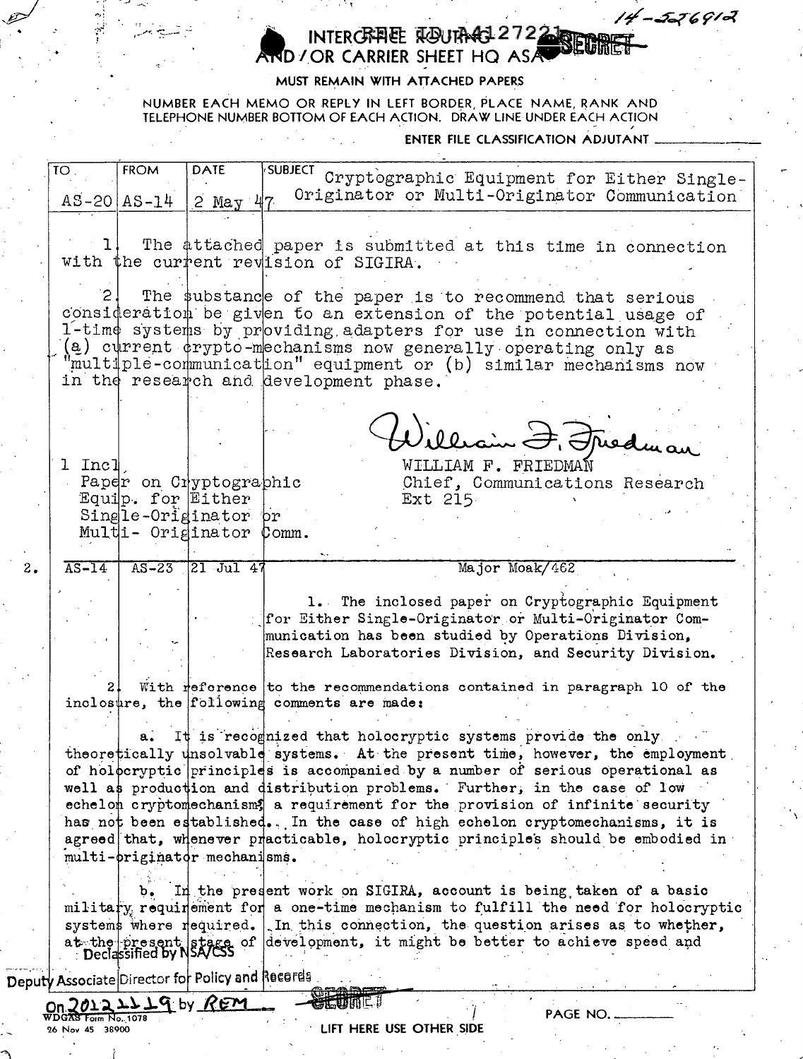14-526912

# INTEROFFICE ROUTING AND / OR CARRIER SHEET HQ ASA

SECRET

REF ID:A4127221

MUST REMAIN WITH ATTACHED PAPERS

NUMBER EACH MEMO OR REPLY IN LEFT BORDER, PLACE NAME, RANK AND TELEPHONE NUMBER BOTTOM OF EACH ACTION. DRAW LINE UNDER EACH ACTION

ENTER FILE CLASSIFICATION ADJUTANT ______

| TO | FROM | DATE | SUBJECT |
|---|---|---|---|
| AS-20 | AS-14 | 2 May 47 | Cryptographic Equipment for Either Single-Originator or Multi-Originator Communication |

1. The attached paper is submitted at this time in connection with the current revision of SIGIRA.

2. The substance of the paper is to recommend that serious consideration be given to an extension of the potential usage of 1-time systems by providing adapters for use in connection with (a) current crypto-mechanisms now generally operating only as "multiple-communication" equipment or (b) similar mechanisms now in the research and development phase.

William F. Friedman

WILLIAM F. FRIEDMAN
Chief, Communications Research
Ext 215

1 Incl.
Paper on Cryptographic Equip. for Either Single-Originator or Multi- Originator Comm.

---

2.

| TO | FROM | DATE | |
|---|---|---|---|
| AS-14 | AS-23 | 21 Jul 47 | Major Moak/462 |

1. The inclosed paper on Cryptographic Equipment for Either Single-Originator or Multi-Originator Communication has been studied by Operations Division, Research Laboratories Division, and Security Division.

2. With reference to the recommendations contained in paragraph 10 of the inclosure, the following comments are made:

a. It is recognized that holocryptic systems provide the only theoretically unsolvable systems. At the present time, however, the employment of holocryptic principles is accompanied by a number of serious operational as well as production and distribution problems. Further, in the case of low echelon cryptomechanisms, a requirement for the provision of infinite security has not been established. In the case of high echelon cryptomechanisms, it is agreed that, whenever practicable, holocryptic principles should be embodied in multi-originator mechanisms.

b. In the present work on SIGIRA, account is being taken of a basic military requirement for a one-time mechanism to fulfill the need for holocryptic systems where required. In this connection, the question arises as to whether, at the present stage of development, it might be better to achieve speed and

Declassified by NSA/CSS Deputy Associate Director for Policy and Records On 20121119 by REM

SECRET

WDGAS Form No. 1078
26 Nov 45 38900

PAGE NO. ______

LIFT HERE USE OTHER SIDE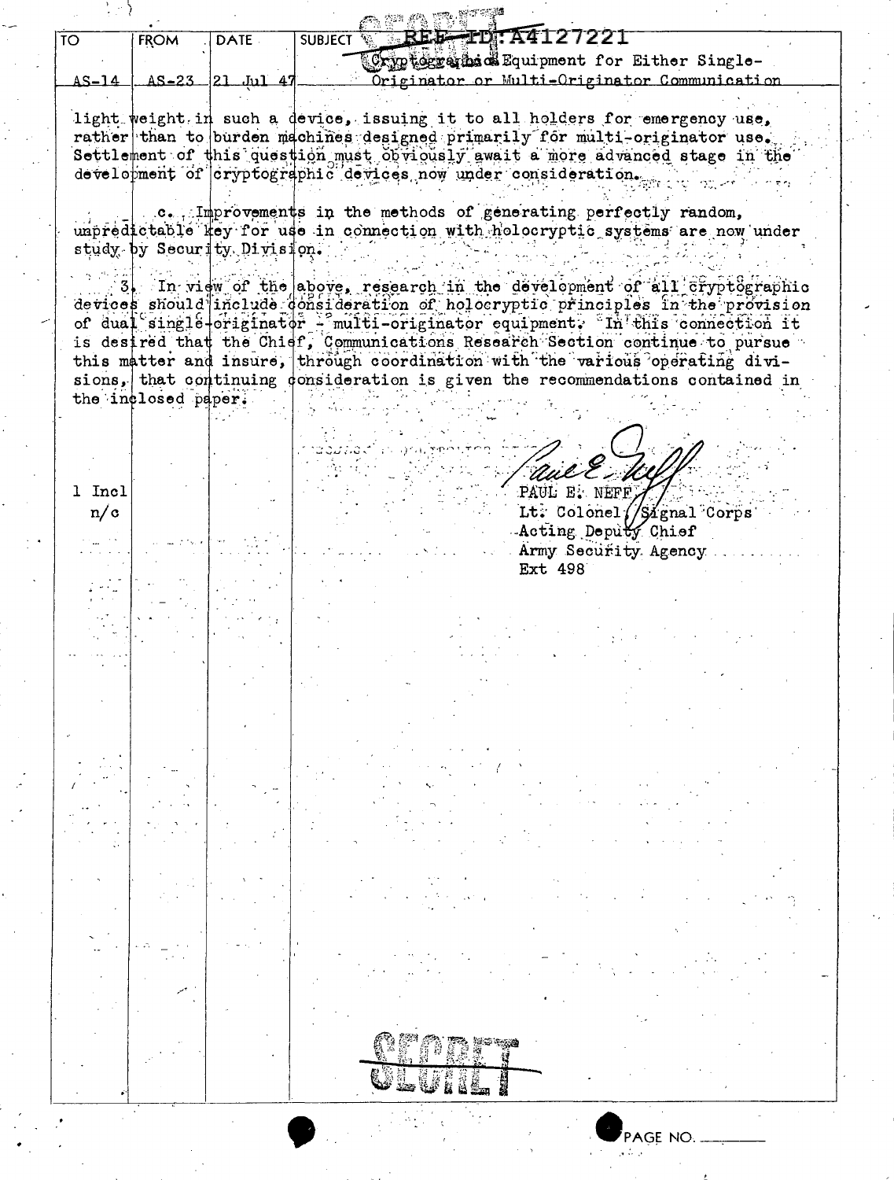| TO | FROM | DATE | SUBJECT |
|---|---|---|---|
| AS-14 | AS-23 | 21 Jul 47 | Cryptographic Equipment for Either Single-Originator or Multi-Originator Communication |

REF ID:A4127221

light weight in such a device, issuing it to all holders for emergency use, rather than to burden machines designed primarily for multi-originator use. Settlement of this question must obviously await a more advanced stage in the development of cryptographic devices now under consideration.

c. Improvements in the methods of generating perfectly random, unpredictable key for use in connection with holocryptic systems are now under study by Security Division.

3. In view of the above, research in the development of all cryptographic devices should include consideration of holocryptic principles in the provision of dual single-originator - multi-originator equipment. In this connection it is desired that the Chief, Communications Research Section continue to pursue this matter and insure, through coordination with the various operating divisions, that continuing consideration is given the recommendations contained in the inclosed paper.

1 Incl
n/c

PAUL E. NEFF
Lt. Colonel, Signal Corps
Acting Deputy Chief
Army Security Agency
Ext 498

SECRET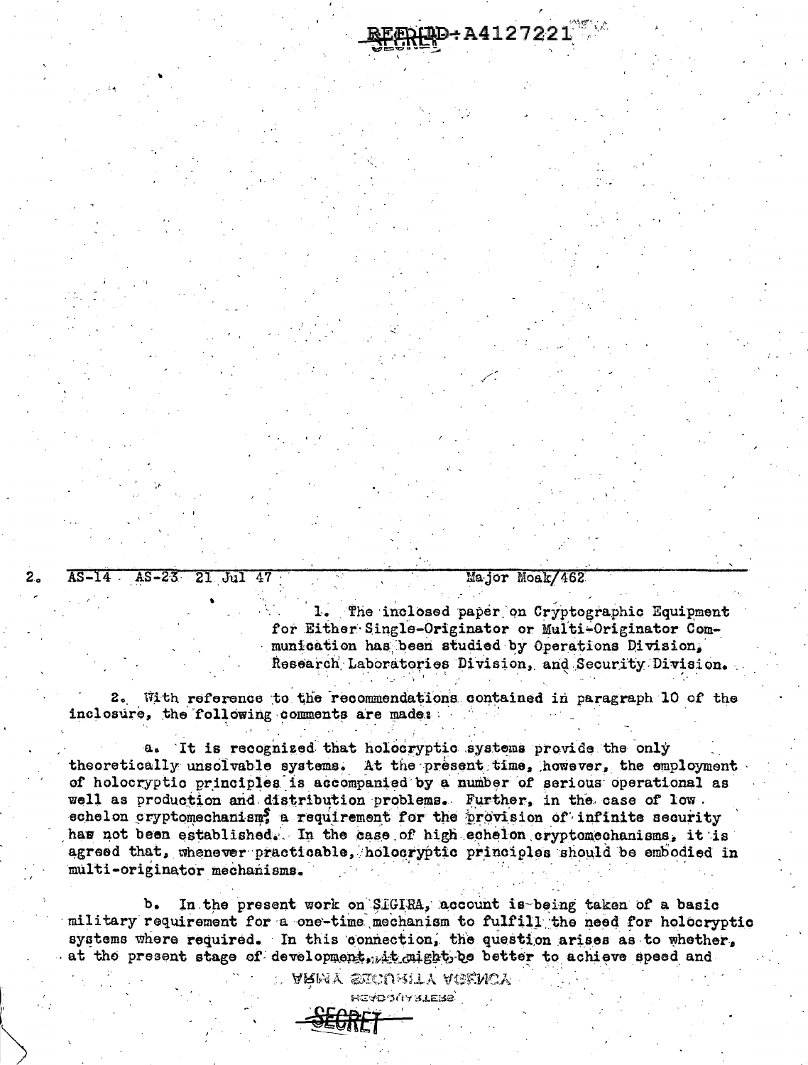2. AS-14 AS-23 21 Jul 47 Major Moak/462

1. The inclosed paper on Cryptographic Equipment for Either Single-Originator or Multi-Originator Communication has been studied by Operations Division, Research Laboratories Division, and Security Division.

2. With reference to the recommendations contained in paragraph 10 of the inclosure, the following comments are made:

a. It is recognized that holocryptic systems provide the only theoretically unsolvable systems. At the present time, however, the employment of holocryptic principles is accompanied by a number of serious operational as well as production and distribution problems. Further, in the case of low echelon cryptomechanisms, a requirement for the provision of infinite security has not been established. In the case of high echelon cryptomechanisms, it is agreed that, whenever practicable, holocryptic principles should be embodied in multi-originator mechanisms.

b. In the present work on SIGIRA, account is being taken of a basic military requirement for a one-time mechanism to fulfill the need for holocryptic systems where required. In this connection, the question arises as to whether, at the present stage of development, it might be better to achieve speed and

ARMY SECURITY AGENCY

HEADQUARTERS

SECRET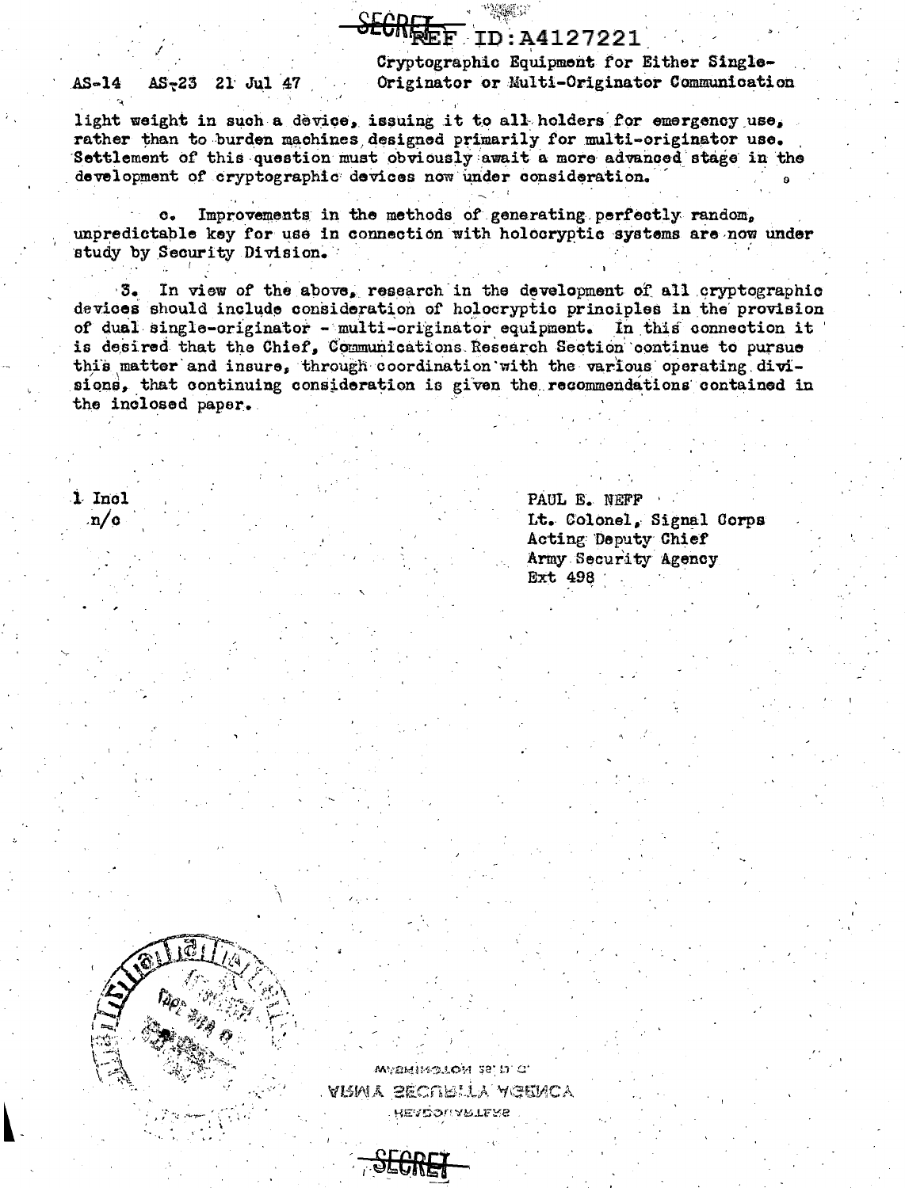AS-14  AS-23  21 Jul 47

Cryptographic Equipment for Either Single-Originator or Multi-Originator Communication

light weight in such a device, issuing it to all holders for emergency use, rather than to burden machines designed primarily for multi-originator use. Settlement of this question must obviously await a more advanced stage in the development of cryptographic devices now under consideration.

c. Improvements in the methods of generating perfectly random, unpredictable key for use in connection with holocryptic systems are now under study by Security Division.

3. In view of the above, research in the development of all cryptographic devices should include consideration of holocryptic principles in the provision of dual single-originator - multi-originator equipment. In this connection it is desired that the Chief, Communications Research Section continue to pursue this matter and insure, through coordination with the various operating divisions, that continuing consideration is given the recommendations contained in the inclosed paper.

1 Incl
n/c

PAUL E. NEFF
Lt. Colonel, Signal Corps
Acting Deputy Chief
Army Security Agency
Ext 498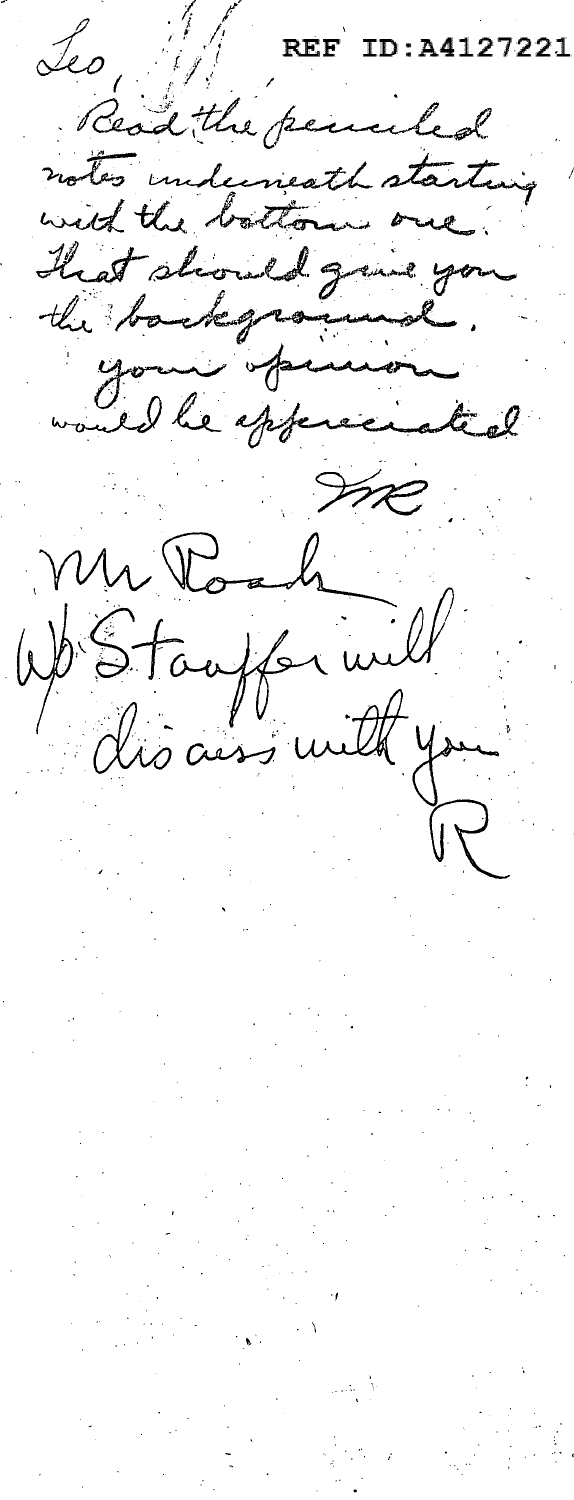REF ID:A4127221

Leo,

Read the penciled notes underneath starting with the bottom one. That should give you the background. Your opinion would be appreciated

MR

Mr Roach

WP Stauffer will discuss with you

R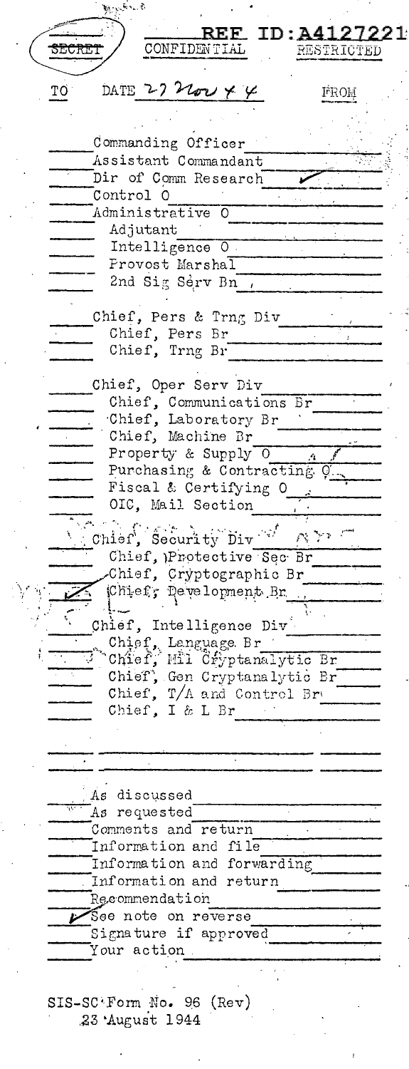REF ID:A4127221

~~SECRET~~ CONFIDENTIAL RESTRICTED

TO DATE 27 Nov 44 FROM

- ____ Commanding Officer ____
- ____ Assistant Commandant ____
- ____ Dir of Comm Research ✓
- ____ Control O ____
- ____ Administrative O ____
- ____ Adjutant ____
- ____ Intelligence O ____
- ____ Provost Marshal ____
- ____ 2nd Sig Serv Bn ____

- ____ Chief, Pers & Trng Div ____
- ____ Chief, Pers Br ____
- ____ Chief, Trng Br ____

- ____ Chief, Oper Serv Div ____
- ____ Chief, Communications Br ____
- ____ Chief, Laboratory Br ____
- ____ Chief, Machine Br ____
- ____ Property & Supply O ____
- ____ Purchasing & Contracting O ____
- ____ Fiscal & Certifying O ____
- ____ OIC, Mail Section ____

- ____ Chief, Security Div ____
- ____ Chief, Protective Sec Br ____
- ____ Chief, Cryptographic Br ____
- ✓ Chief, Development Br ____

- ____ Chief, Intelligence Div ____
- ____ Chief, Language Br ____
- ____ Chief, Mil Cryptanalytic Br ____
- ____ Chief, Gen Cryptanalytic Br ____
- ____ Chief, T/A and Control Br ____
- ____ Chief, I & L Br ____

- ____ As discussed
- ____ As requested
- ____ Comments and return
- ____ Information and file
- ____ Information and forwarding
- ____ Information and return
- ____ Recommendation
- ✓ See note on reverse
- ____ Signature if approved
- ____ Your action

SIS-SC Form No. 96 (Rev)
23 August 1944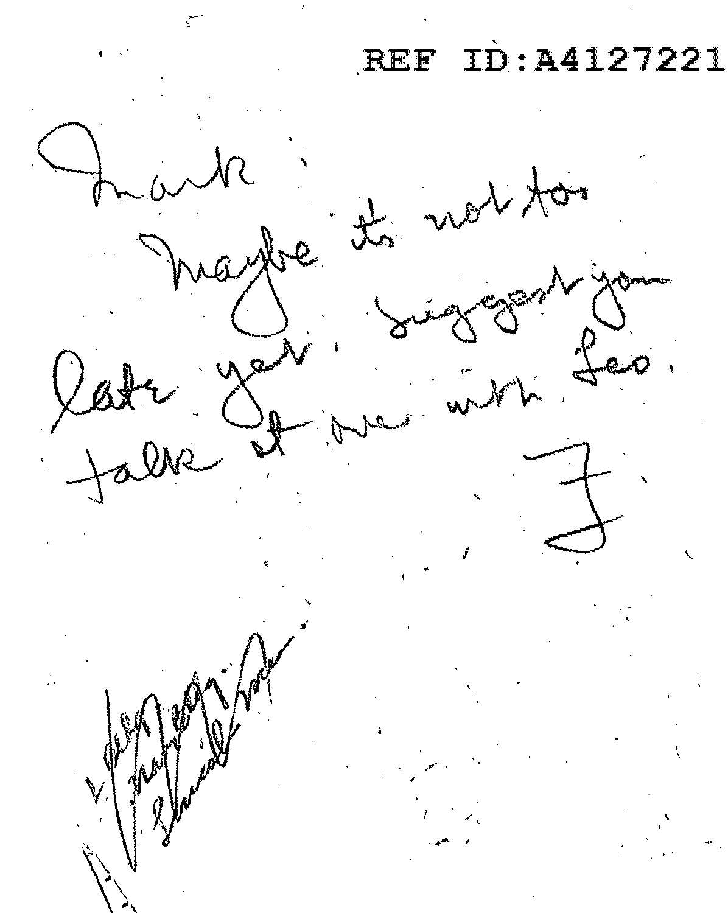REF ID:A4127221

Mark

Maybe its not too late yet. Suggest you talk it over with Leo.

F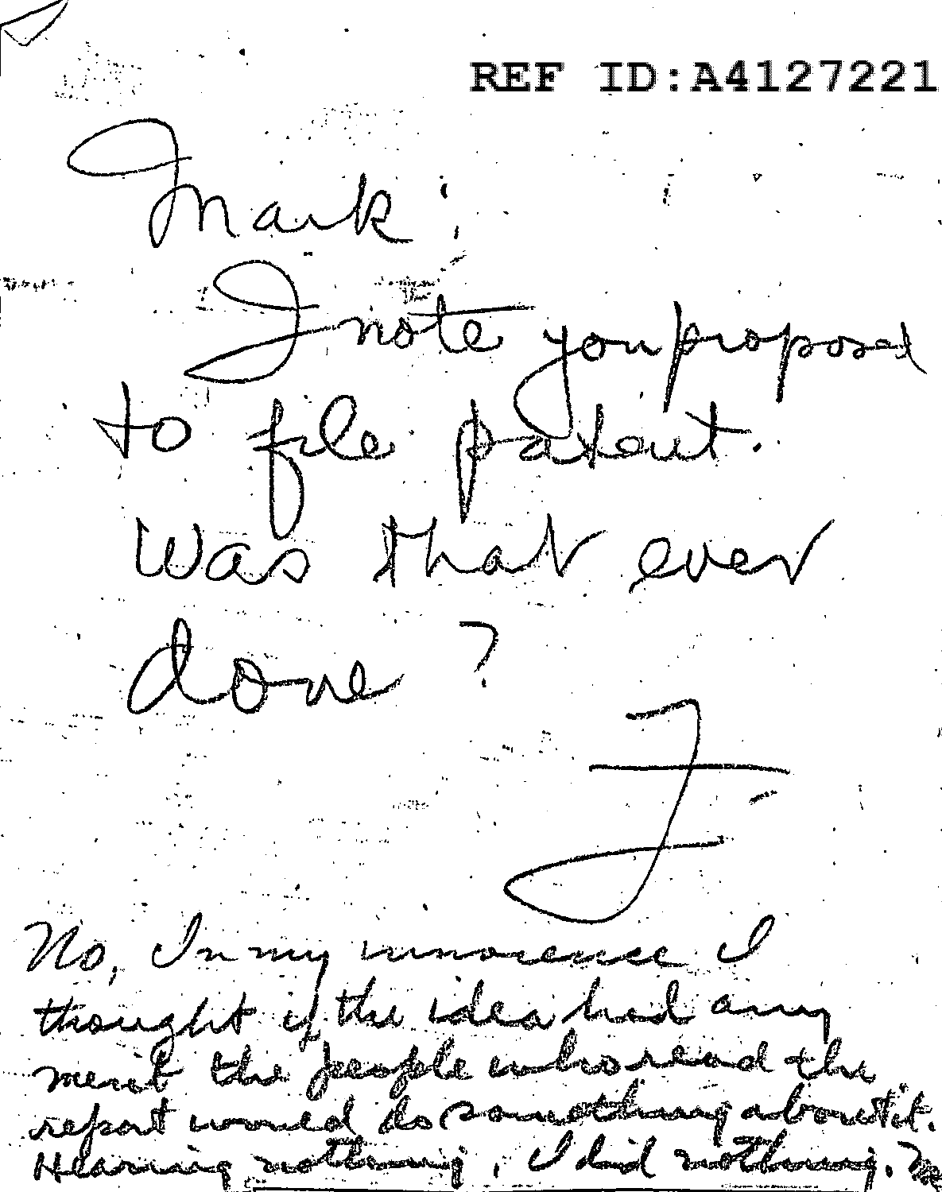REF ID:A4127221

Mark:

I note you propose to file patent. Was that ever done?

F

No, In my innocence I thought if the idea had any merit the people who read the report would do something about it. Hearing nothing, I did nothing.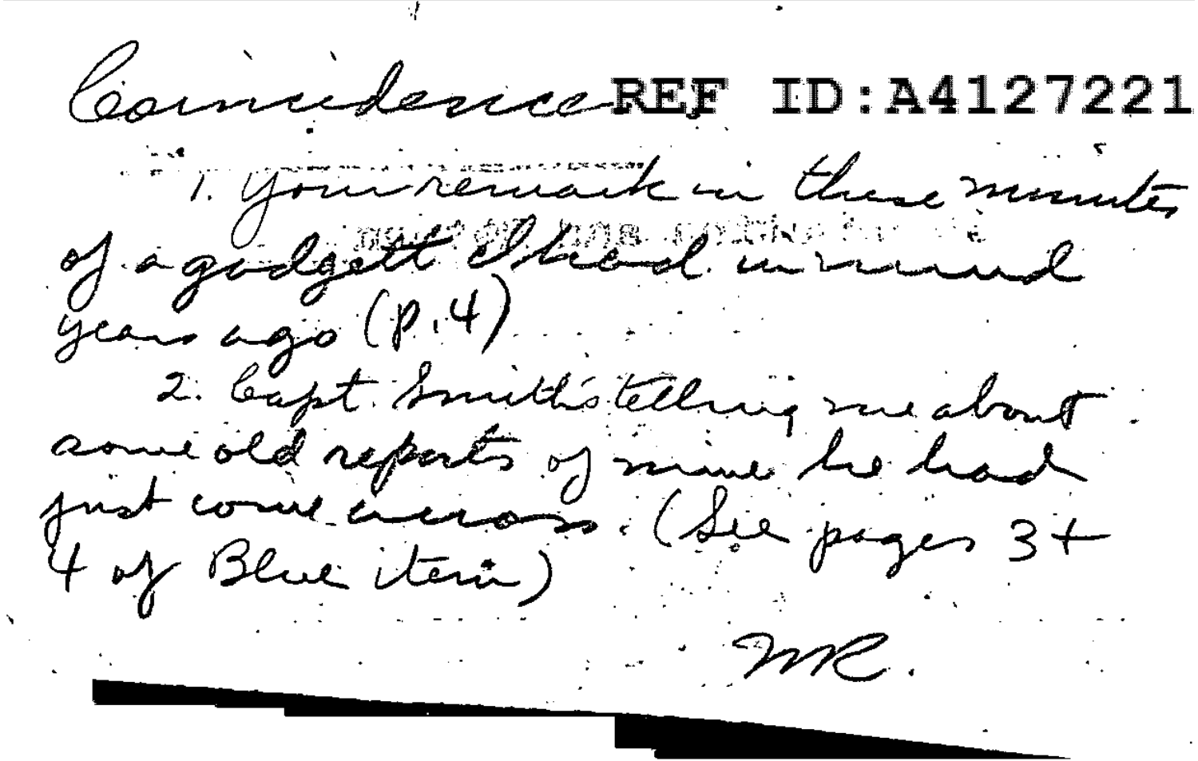Coincidence REF ID:A4127221

1. Your remark in these minutes of a gadgett I had in mind years ago (P.4)

2. Capt Smith's telling me about some old reports of mine he had just come across. (See pages 3 + 4 of Blue item)

MR.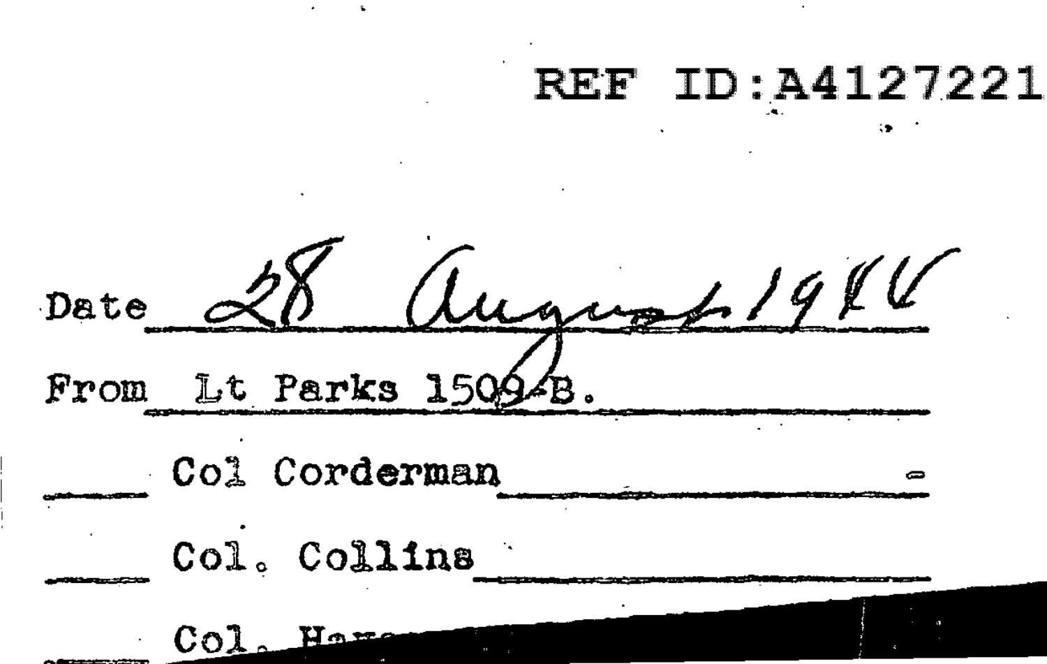REF ID:A4127221

Date 28 August 1944

From Lt Parks 1509-B.

\_\_\_\_ Col Corderman

\_\_\_\_ Col. Collins

Col. Hay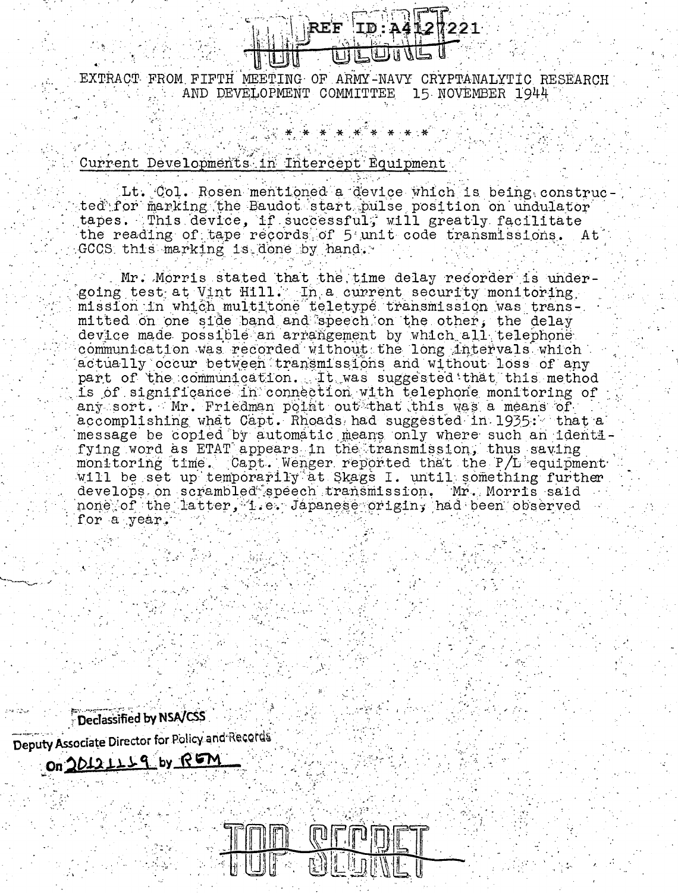REF ID:A4127221

TOP SECRET

EXTRACT FROM FIFTH MEETING OF ARMY-NAVY CRYPTANALYTIC RESEARCH AND DEVELOPMENT COMMITTEE 15 NOVEMBER 1944

* * * * * * * * *

Current Developments in Intercept Equipment

Lt. Col. Rosen mentioned a device which is being constructed for marking the Baudot start pulse position on undulator tapes. This device, if successful, will greatly facilitate the reading of tape records of 5 unit code transmissions. At GCCS this marking is done by hand.

Mr. Morris stated that the time delay recorder is undergoing test at Vint Hill. In a current security monitoring mission in which multitone teletype transmission was transmitted on one side band and speech on the other, the delay device made possible an arrangement by which all telephone communication was recorded without the long intervals which actually occur between transmissions and without loss of any part of the communication. It was suggested that this method is of significance in connection with telephone monitoring of any sort. Mr. Friedman point out that this was a means of accomplishing what Capt. Rhoads had suggested in 1935: that a message be copied by automatic means only where such an identifying word as ETAT appears in the transmission, thus saving monitoring time. Capt. Wenger reported that the P/L equipment will be set up temporarily at Skags I. until something further develops on scrambled speech transmission. Mr. Morris said none of the latter, i.e. Japanese origin, had been observed for a year.

Declassified by NSA/CSS
Deputy Associate Director for Policy and Records
On 20121119 by RFM

TOP SECRET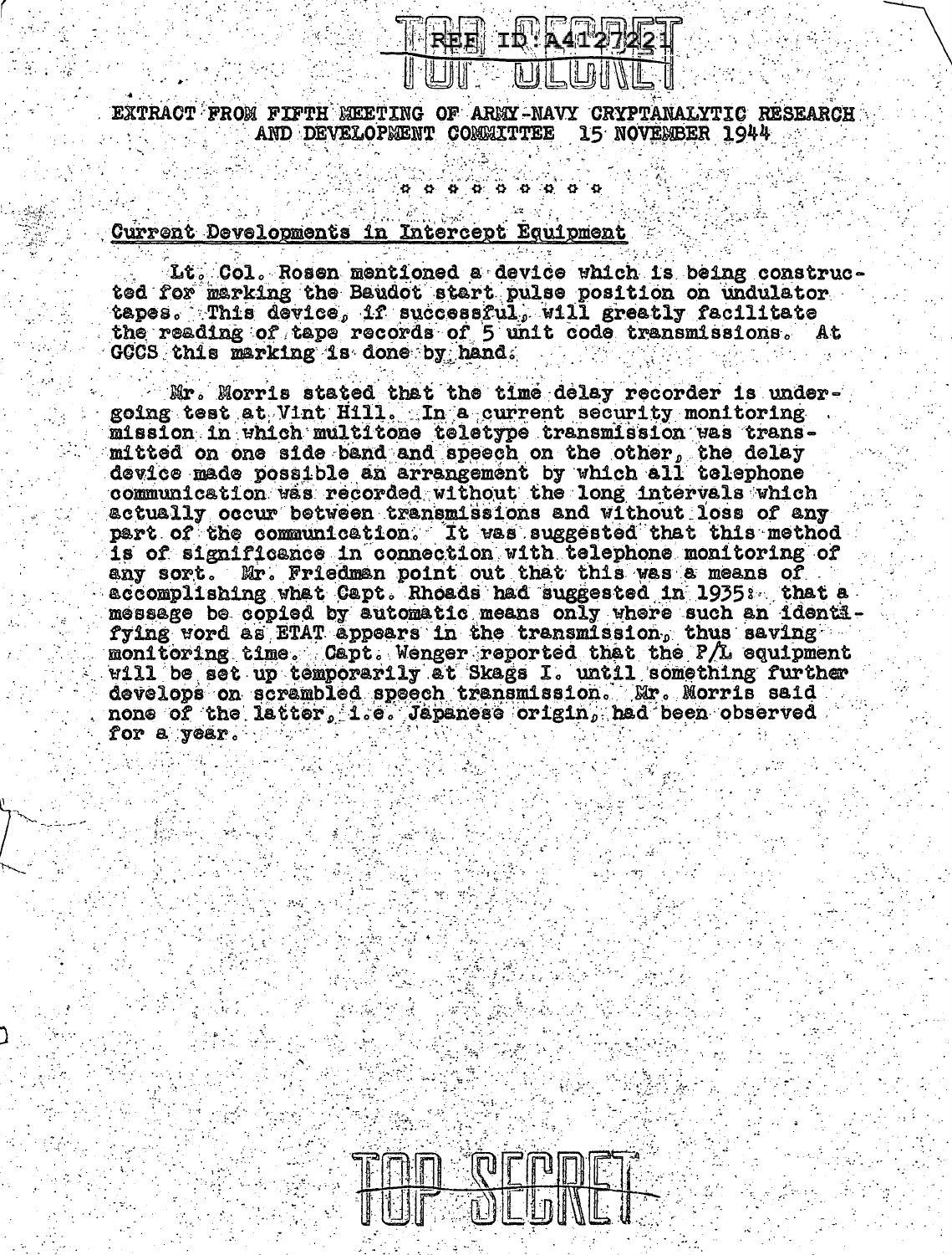EXTRACT FROM FIFTH MEETING OF ARMY-NAVY CRYPTANALYTIC RESEARCH AND DEVELOPMENT COMMITTEE 15 NOVEMBER 1944

\* \* \* \* \* \* \* \* \*

Current Developments in Intercept Equipment

Lt. Col. Rosen mentioned a device which is being constructed for marking the Baudot start pulse position on undulator tapes. This device, if successful, will greatly facilitate the reading of tape records of 5 unit code transmissions. At GCCS this marking is done by hand.

Mr. Morris stated that the time delay recorder is undergoing test at Vint Hill. In a current security monitoring mission in which multitone teletype transmission was transmitted on one side band and speech on the other, the delay device made possible an arrangement by which all telephone communication was recorded without the long intervals which actually occur between transmissions and without loss of any part of the communication. It was suggested that this method is of significance in connection with telephone monitoring of any sort. Mr. Friedman point out that this was a means of accomplishing what Capt. Rhoads had suggested in 1935: that a message be copied by automatic means only where such an identifying word as ETAT appears in the transmission, thus saving monitoring time. Capt. Wenger reported that the P/L equipment will be set up temporarily at Skags I. until something further develops on scrambled speech transmission. Mr. Morris said none of the latter, i.e. Japanese origin, had been observed for a year.